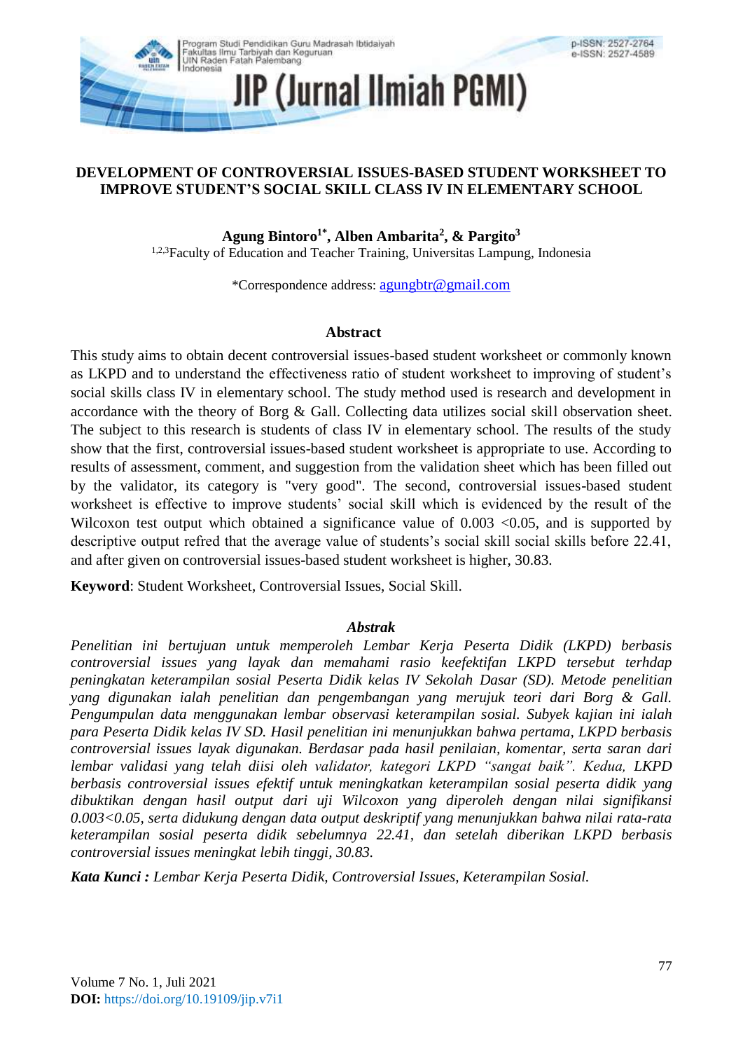# DEVELOPMENT OF CONTROVERSIAL ISSUES-BASED STUDENT WORKSHEET TO IMPROVE STUDENT'S SOCIAL SKILL CLASS IV IN ELEMENTARY SCHOOL

**Agung Bintoro[1*], Alben Ambarita[2], & Pargito[3]**

[1,2,3]Faculty of Education and Teacher Training, Universitas Lampung, Indonesia

*Correspondence address: agungbtr@gmail.com

## Abstract

This study aims to obtain decent controversial issues-based student worksheet or commonly known as LKPD and to understand the effectiveness ratio of student worksheet to improving of student's social skills class IV in elementary school. The study method used is research and development in accordance with the theory of Borg & Gall. Collecting data utilizes social skill observation sheet. The subject to this research is students of class IV in elementary school. The results of the study show that the first, controversial issues-based student worksheet is appropriate to use. According to results of assessment, comment, and suggestion from the validation sheet which has been filled out by the validator, its category is "very good". The second, controversial issues-based student worksheet is effective to improve students' social skill which is evidenced by the result of the Wilcoxon test output which obtained a significance value of 0.003 <0.05, and is supported by descriptive output refred that the average value of students's social skill social skills before 22.41, and after given on controversial issues-based student worksheet is higher, 30.83.

**Keyword**: Student Worksheet, Controversial Issues, Social Skill.

## *Abstrak*

*Penelitian ini bertujuan untuk memperoleh Lembar Kerja Peserta Didik (LKPD) berbasis controversial issues yang layak dan memahami rasio keefektifan LKPD tersebut terhdap peningkatan keterampilan sosial Peserta Didik kelas IV Sekolah Dasar (SD). Metode penelitian yang digunakan ialah penelitian dan pengembangan yang merujuk teori dari Borg & Gall. Pengumpulan data menggunakan lembar observasi keterampilan sosial. Subyek kajian ini ialah para Peserta Didik kelas IV SD. Hasil penelitian ini menunjukkan bahwa pertama, LKPD berbasis controversial issues layak digunakan. Berdasar pada hasil penilaian, komentar, serta saran dari lembar validasi yang telah diisi oleh validator, kategori LKPD "sangat baik". Kedua, LKPD berbasis controversial issues efektif untuk meningkatkan keterampilan sosial peserta didik yang dibuktikan dengan hasil output dari uji Wilcoxon yang diperoleh dengan nilai signifikansi 0.003<0.05, serta didukung dengan data output deskriptif yang menunjukkan bahwa nilai rata-rata keterampilan sosial peserta didik sebelumnya 22.41, dan setelah diberikan LKPD berbasis controversial issues meningkat lebih tinggi, 30.83.*

***Kata Kunci :** Lembar Kerja Peserta Didik, Controversial Issues, Keterampilan Sosial.*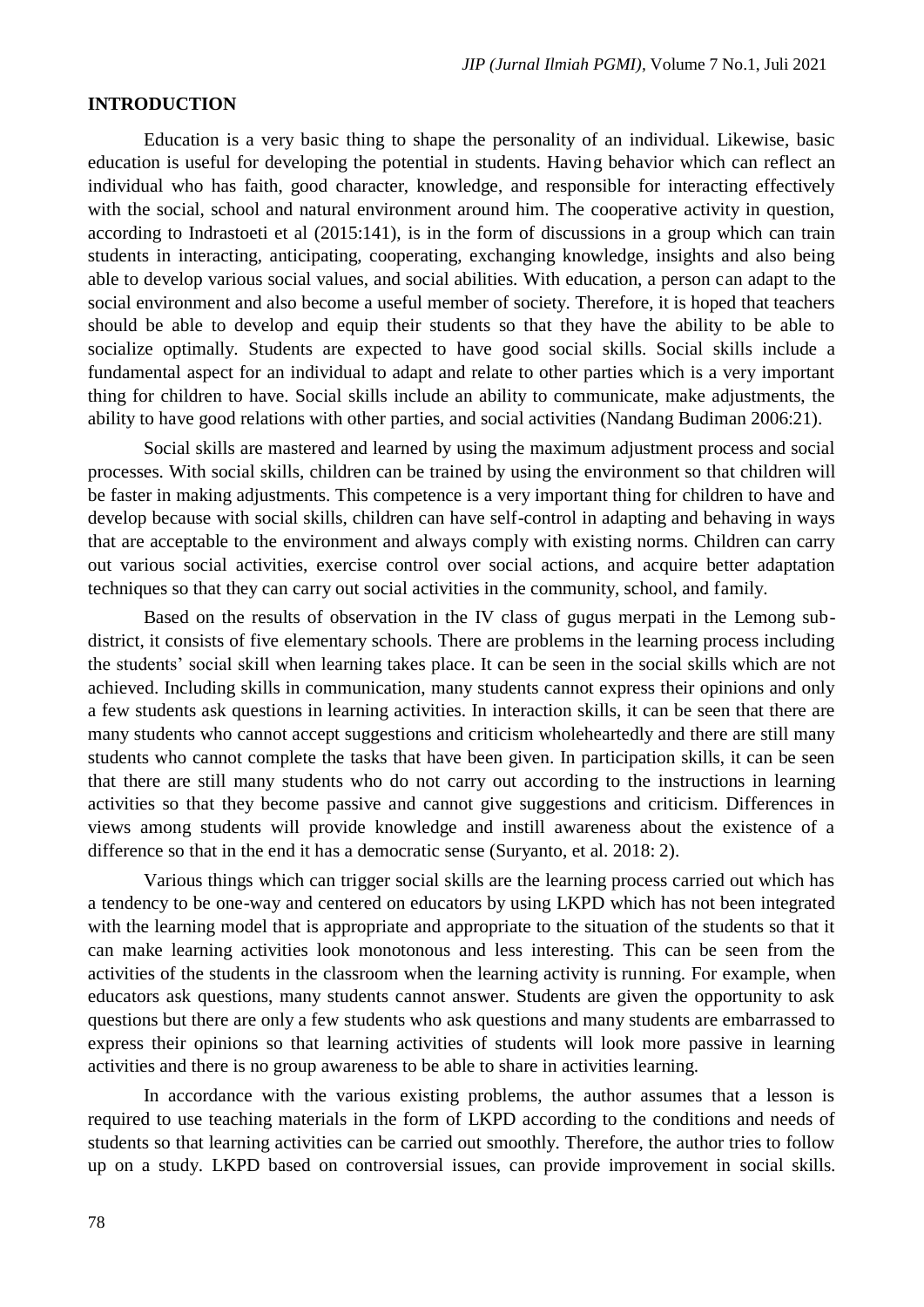## INTRODUCTION

Education is a very basic thing to shape the personality of an individual. Likewise, basic education is useful for developing the potential in students. Having behavior which can reflect an individual who has faith, good character, knowledge, and responsible for interacting effectively with the social, school and natural environment around him. The cooperative activity in question, according to Indrastoeti et al (2015:141), is in the form of discussions in a group which can train students in interacting, anticipating, cooperating, exchanging knowledge, insights and also being able to develop various social values, and social abilities. With education, a person can adapt to the social environment and also become a useful member of society. Therefore, it is hoped that teachers should be able to develop and equip their students so that they have the ability to be able to socialize optimally. Students are expected to have good social skills. Social skills include a fundamental aspect for an individual to adapt and relate to other parties which is a very important thing for children to have. Social skills include an ability to communicate, make adjustments, the ability to have good relations with other parties, and social activities (Nandang Budiman 2006:21).

Social skills are mastered and learned by using the maximum adjustment process and social processes. With social skills, children can be trained by using the environment so that children will be faster in making adjustments. This competence is a very important thing for children to have and develop because with social skills, children can have self-control in adapting and behaving in ways that are acceptable to the environment and always comply with existing norms. Children can carry out various social activities, exercise control over social actions, and acquire better adaptation techniques so that they can carry out social activities in the community, school, and family.

Based on the results of observation in the IV class of gugus merpati in the Lemong sub-district, it consists of five elementary schools. There are problems in the learning process including the students' social skill when learning takes place. It can be seen in the social skills which are not achieved. Including skills in communication, many students cannot express their opinions and only a few students ask questions in learning activities. In interaction skills, it can be seen that there are many students who cannot accept suggestions and criticism wholeheartedly and there are still many students who cannot complete the tasks that have been given. In participation skills, it can be seen that there are still many students who do not carry out according to the instructions in learning activities so that they become passive and cannot give suggestions and criticism. Differences in views among students will provide knowledge and instill awareness about the existence of a difference so that in the end it has a democratic sense (Suryanto, et al. 2018: 2).

Various things which can trigger social skills are the learning process carried out which has a tendency to be one-way and centered on educators by using LKPD which has not been integrated with the learning model that is appropriate and appropriate to the situation of the students so that it can make learning activities look monotonous and less interesting. This can be seen from the activities of the students in the classroom when the learning activity is running. For example, when educators ask questions, many students cannot answer. Students are given the opportunity to ask questions but there are only a few students who ask questions and many students are embarrassed to express their opinions so that learning activities of students will look more passive in learning activities and there is no group awareness to be able to share in activities learning.

In accordance with the various existing problems, the author assumes that a lesson is required to use teaching materials in the form of LKPD according to the conditions and needs of students so that learning activities can be carried out smoothly. Therefore, the author tries to follow up on a study. LKPD based on controversial issues, can provide improvement in social skills.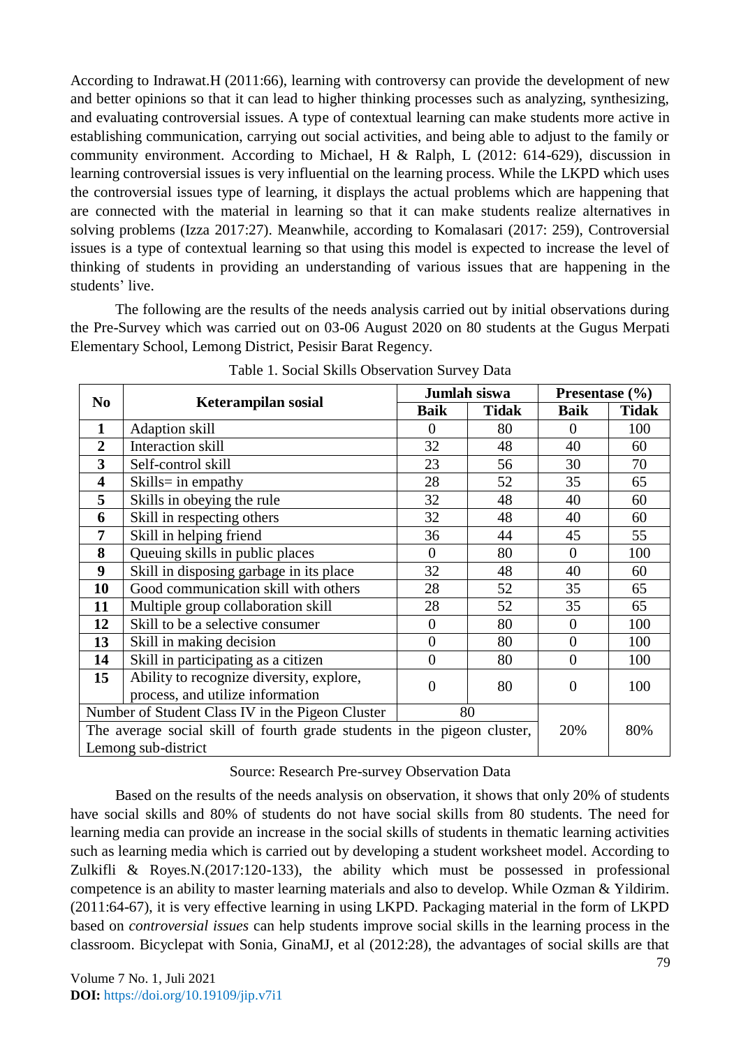According to Indrawat.H (2011:66), learning with controversy can provide the development of new and better opinions so that it can lead to higher thinking processes such as analyzing, synthesizing, and evaluating controversial issues. A type of contextual learning can make students more active in establishing communication, carrying out social activities, and being able to adjust to the family or community environment. According to Michael, H & Ralph, L (2012: 614-629), discussion in learning controversial issues is very influential on the learning process. While the LKPD which uses the controversial issues type of learning, it displays the actual problems which are happening that are connected with the material in learning so that it can make students realize alternatives in solving problems (Izza 2017:27). Meanwhile, according to Komalasari (2017: 259), Controversial issues is a type of contextual learning so that using this model is expected to increase the level of thinking of students in providing an understanding of various issues that are happening in the students' live.

The following are the results of the needs analysis carried out by initial observations during the Pre-Survey which was carried out on 03-06 August 2020 on 80 students at the Gugus Merpati Elementary School, Lemong District, Pesisir Barat Regency.

Table 1. Social Skills Observation Survey Data

| No | Keterampilan sosial | Jumlah siswa | | Presentase (%) | |
|---|---|---|---|---|---|
| | | Baik | Tidak | Baik | Tidak |
| 1 | Adaption skill | 0 | 80 | 0 | 100 |
| 2 | Interaction skill | 32 | 48 | 40 | 60 |
| 3 | Self-control skill | 23 | 56 | 30 | 70 |
| 4 | Skills= in empathy | 28 | 52 | 35 | 65 |
| 5 | Skills in obeying the rule | 32 | 48 | 40 | 60 |
| 6 | Skill in respecting others | 32 | 48 | 40 | 60 |
| 7 | Skill in helping friend | 36 | 44 | 45 | 55 |
| 8 | Queuing skills in public places | 0 | 80 | 0 | 100 |
| 9 | Skill in disposing garbage in its place | 32 | 48 | 40 | 60 |
| 10 | Good communication skill with others | 28 | 52 | 35 | 65 |
| 11 | Multiple group collaboration skill | 28 | 52 | 35 | 65 |
| 12 | Skill to be a selective consumer | 0 | 80 | 0 | 100 |
| 13 | Skill in making decision | 0 | 80 | 0 | 100 |
| 14 | Skill in participating as a citizen | 0 | 80 | 0 | 100 |
| 15 | Ability to recognize diversity, explore, process, and utilize information | 0 | 80 | 0 | 100 |
| Number of Student Class IV in the Pigeon Cluster | | 80 | | 20% | 80% |
| The average social skill of fourth grade students in the pigeon cluster, Lemong sub-district | | | | | |

Source: Research Pre-survey Observation Data

Based on the results of the needs analysis on observation, it shows that only 20% of students have social skills and 80% of students do not have social skills from 80 students. The need for learning media can provide an increase in the social skills of students in thematic learning activities such as learning media which is carried out by developing a student worksheet model. According to Zulkifli & Royes.N.(2017:120-133), the ability which must be possessed in professional competence is an ability to master learning materials and also to develop. While Ozman & Yildirim. (2011:64-67), it is very effective learning in using LKPD. Packaging material in the form of LKPD based on *controversial issues* can help students improve social skills in the learning process in the classroom. Bicyclepat with Sonia, GinaMJ, et al (2012:28), the advantages of social skills are that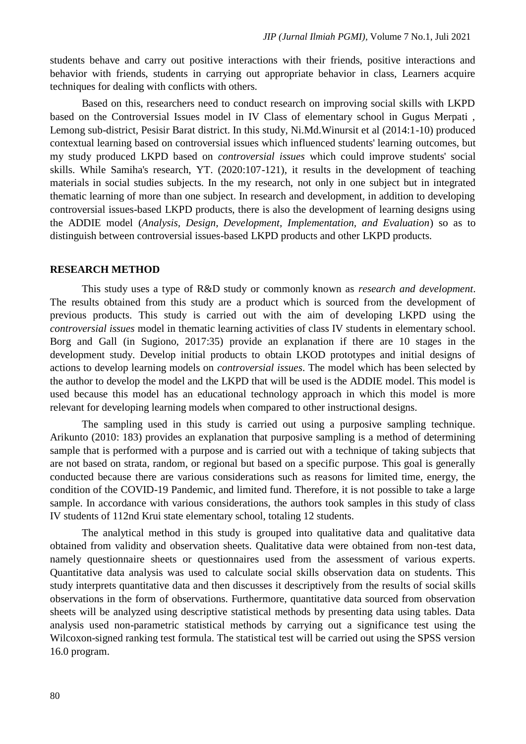students behave and carry out positive interactions with their friends, positive interactions and behavior with friends, students in carrying out appropriate behavior in class, Learners acquire techniques for dealing with conflicts with others.

Based on this, researchers need to conduct research on improving social skills with LKPD based on the Controversial Issues model in IV Class of elementary school in Gugus Merpati , Lemong sub-district, Pesisir Barat district. In this study, Ni.Md.Winursit et al (2014:1-10) produced contextual learning based on controversial issues which influenced students' learning outcomes, but my study produced LKPD based on *controversial issues* which could improve students' social skills. While Samiha's research, YT. (2020:107-121), it results in the development of teaching materials in social studies subjects. In the my research, not only in one subject but in integrated thematic learning of more than one subject. In research and development, in addition to developing controversial issues-based LKPD products, there is also the development of learning designs using the ADDIE model (*Analysis, Design, Development, Implementation, and Evaluation*) so as to distinguish between controversial issues-based LKPD products and other LKPD products.

## RESEARCH METHOD

This study uses a type of R&D study or commonly known as *research and development*. The results obtained from this study are a product which is sourced from the development of previous products. This study is carried out with the aim of developing LKPD using the *controversial issues* model in thematic learning activities of class IV students in elementary school. Borg and Gall (in Sugiono, 2017:35) provide an explanation if there are 10 stages in the development study. Develop initial products to obtain LKOD prototypes and initial designs of actions to develop learning models on *controversial issues*. The model which has been selected by the author to develop the model and the LKPD that will be used is the ADDIE model. This model is used because this model has an educational technology approach in which this model is more relevant for developing learning models when compared to other instructional designs.

The sampling used in this study is carried out using a purposive sampling technique. Arikunto (2010: 183) provides an explanation that purposive sampling is a method of determining sample that is performed with a purpose and is carried out with a technique of taking subjects that are not based on strata, random, or regional but based on a specific purpose. This goal is generally conducted because there are various considerations such as reasons for limited time, energy, the condition of the COVID-19 Pandemic, and limited fund. Therefore, it is not possible to take a large sample. In accordance with various considerations, the authors took samples in this study of class IV students of 112nd Krui state elementary school, totaling 12 students.

The analytical method in this study is grouped into qualitative data and qualitative data obtained from validity and observation sheets. Qualitative data were obtained from non-test data, namely questionnaire sheets or questionnaires used from the assessment of various experts. Quantitative data analysis was used to calculate social skills observation data on students. This study interprets quantitative data and then discusses it descriptively from the results of social skills observations in the form of observations. Furthermore, quantitative data sourced from observation sheets will be analyzed using descriptive statistical methods by presenting data using tables. Data analysis used non-parametric statistical methods by carrying out a significance test using the Wilcoxon-signed ranking test formula. The statistical test will be carried out using the SPSS version 16.0 program.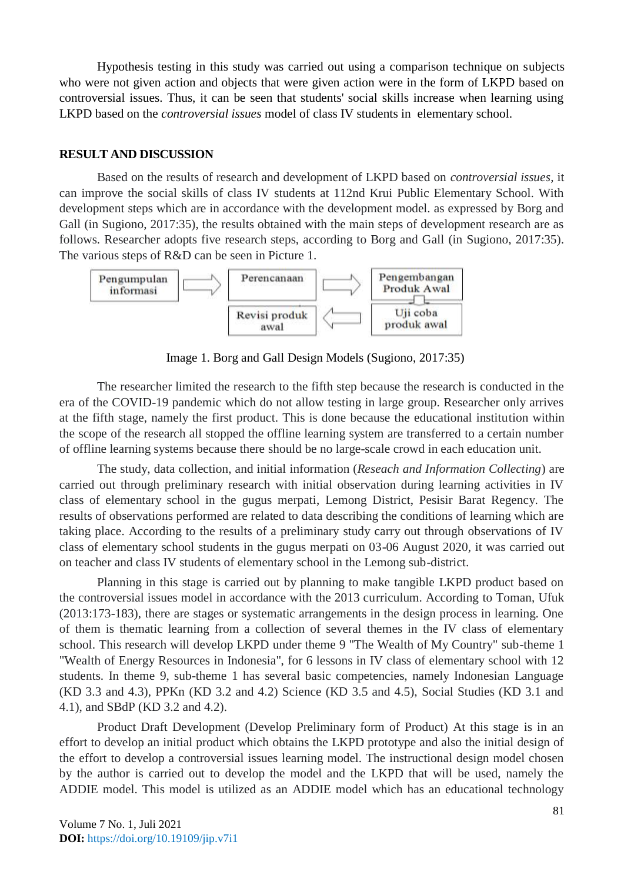Hypothesis testing in this study was carried out using a comparison technique on subjects who were not given action and objects that were given action were in the form of LKPD based on controversial issues. Thus, it can be seen that students' social skills increase when learning using LKPD based on the *controversial issues* model of class IV students in elementary school.

## RESULT AND DISCUSSION

Based on the results of research and development of LKPD based on *controversial issues*, it can improve the social skills of class IV students at 112nd Krui Public Elementary School. With development steps which are in accordance with the development model. as expressed by Borg and Gall (in Sugiono, 2017:35), the results obtained with the main steps of development research are as follows. Researcher adopts five research steps, according to Borg and Gall (in Sugiono, 2017:35). The various steps of R&D can be seen in Picture 1.

Pengumpulan informasi
Perencanaan
Pengembangan Produk Awal
Uji coba produk awal
Revisi produk awal

Image 1. Borg and Gall Design Models (Sugiono, 2017:35)

The researcher limited the research to the fifth step because the research is conducted in the era of the COVID-19 pandemic which do not allow testing in large group. Researcher only arrives at the fifth stage, namely the first product. This is done because the educational institution within the scope of the research all stopped the offline learning system are transferred to a certain number of offline learning systems because there should be no large-scale crowd in each education unit.

The study, data collection, and initial information (*Reseach and Information Collecting*) are carried out through preliminary research with initial observation during learning activities in IV class of elementary school in the gugus merpati, Lemong District, Pesisir Barat Regency. The results of observations performed are related to data describing the conditions of learning which are taking place. According to the results of a preliminary study carry out through observations of IV class of elementary school students in the gugus merpati on 03-06 August 2020, it was carried out on teacher and class IV students of elementary school in the Lemong sub-district.

Planning in this stage is carried out by planning to make tangible LKPD product based on the controversial issues model in accordance with the 2013 curriculum. According to Toman, Ufuk (2013:173-183), there are stages or systematic arrangements in the design process in learning. One of them is thematic learning from a collection of several themes in the IV class of elementary school. This research will develop LKPD under theme 9 "The Wealth of My Country" sub-theme 1 "Wealth of Energy Resources in Indonesia", for 6 lessons in IV class of elementary school with 12 students. In theme 9, sub-theme 1 has several basic competencies, namely Indonesian Language (KD 3.3 and 4.3), PPKn (KD 3.2 and 4.2) Science (KD 3.5 and 4.5), Social Studies (KD 3.1 and 4.1), and SBdP (KD 3.2 and 4.2).

Product Draft Development (Develop Preliminary form of Product) At this stage is in an effort to develop an initial product which obtains the LKPD prototype and also the initial design of the effort to develop a controversial issues learning model. The instructional design model chosen by the author is carried out to develop the model and the LKPD that will be used, namely the ADDIE model. This model is utilized as an ADDIE model which has an educational technology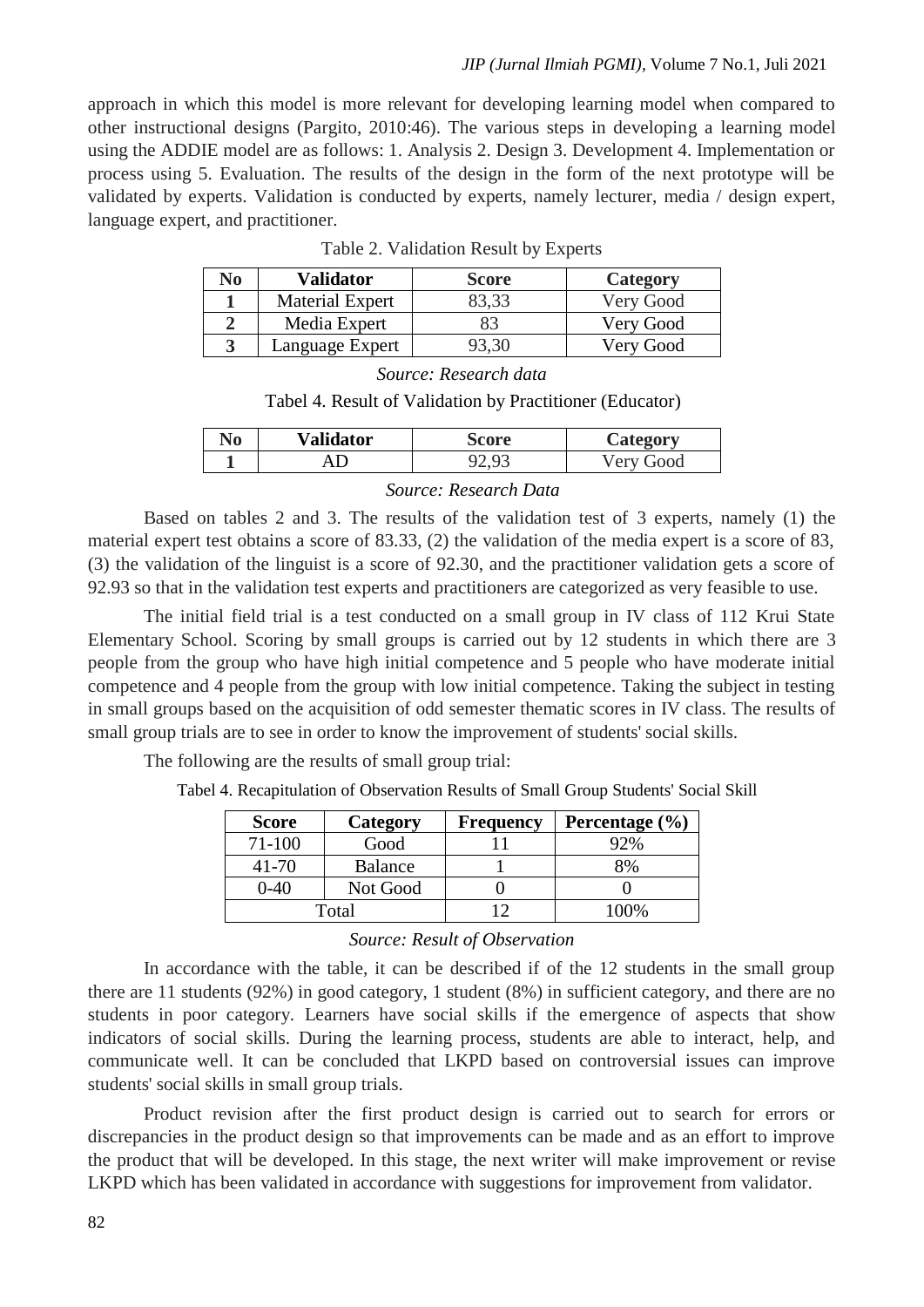approach in which this model is more relevant for developing learning model when compared to other instructional designs (Pargito, 2010:46). The various steps in developing a learning model using the ADDIE model are as follows: 1. Analysis 2. Design 3. Development 4. Implementation or process using 5. Evaluation. The results of the design in the form of the next prototype will be validated by experts. Validation is conducted by experts, namely lecturer, media / design expert, language expert, and practitioner.

Table 2. Validation Result by Experts

| No | Validator | Score | Category |
|---|---|---|---|
| 1 | Material Expert | 83,33 | Very Good |
| 2 | Media Expert | 83 | Very Good |
| 3 | Language Expert | 93,30 | Very Good |

*Source: Research data*

Tabel 4. Result of Validation by Practitioner (Educator)

| No | Validator | Score | Category |
|---|---|---|---|
| 1 | AD | 92,93 | Very Good |

*Source: Research Data*

Based on tables 2 and 3. The results of the validation test of 3 experts, namely (1) the material expert test obtains a score of 83.33, (2) the validation of the media expert is a score of 83, (3) the validation of the linguist is a score of 92.30, and the practitioner validation gets a score of 92.93 so that in the validation test experts and practitioners are categorized as very feasible to use.

The initial field trial is a test conducted on a small group in IV class of 112 Krui State Elementary School. Scoring by small groups is carried out by 12 students in which there are 3 people from the group who have high initial competence and 5 people who have moderate initial competence and 4 people from the group with low initial competence. Taking the subject in testing in small groups based on the acquisition of odd semester thematic scores in IV class. The results of small group trials are to see in order to know the improvement of students' social skills.

The following are the results of small group trial:

Tabel 4. Recapitulation of Observation Results of Small Group Students' Social Skill

| Score | Category | Frequency | Percentage (%) |
|---|---|---|---|
| 71-100 | Good | 11 | 92% |
| 41-70 | Balance | 1 | 8% |
| 0-40 | Not Good | 0 | 0 |
| Total | | 12 | 100% |

*Source: Result of Observation*

In accordance with the table, it can be described if of the 12 students in the small group there are 11 students (92%) in good category, 1 student (8%) in sufficient category, and there are no students in poor category. Learners have social skills if the emergence of aspects that show indicators of social skills. During the learning process, students are able to interact, help, and communicate well. It can be concluded that LKPD based on controversial issues can improve students' social skills in small group trials.

Product revision after the first product design is carried out to search for errors or discrepancies in the product design so that improvements can be made and as an effort to improve the product that will be developed. In this stage, the next writer will make improvement or revise LKPD which has been validated in accordance with suggestions for improvement from validator.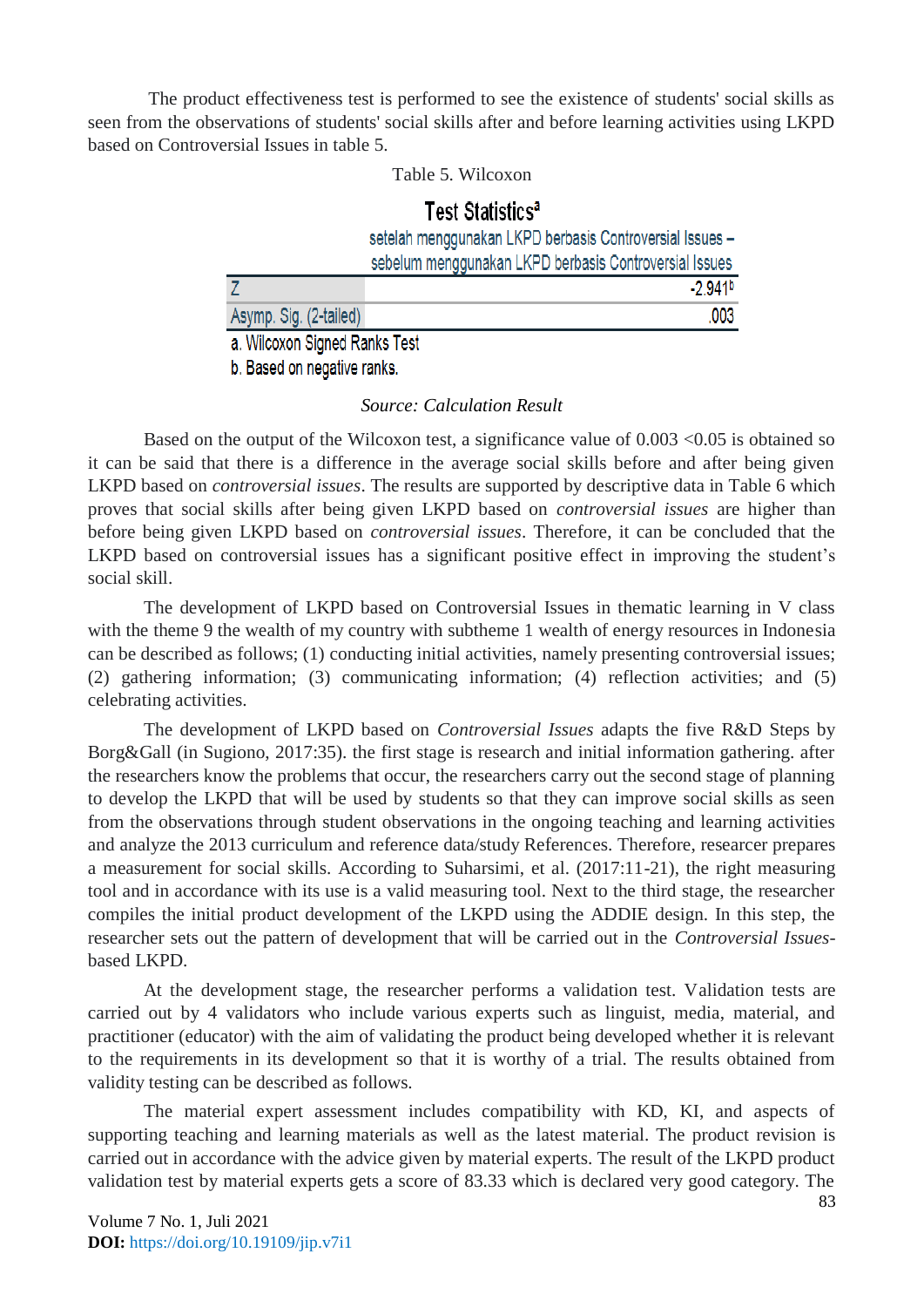The product effectiveness test is performed to see the existence of students' social skills as seen from the observations of students' social skills after and before learning activities using LKPD based on Controversial Issues in table 5.

Table 5. Wilcoxon

**Test Statistics**[a]

| | setelah menggunakan LKPD berbasis Controversial Issues – sebelum menggunakan LKPD berbasis Controversial Issues |
|---|---|
| Z | -2.941[b] |
| Asymp. Sig. (2-tailed) | .003 |

a. Wilcoxon Signed Ranks Test

b. Based on negative ranks.

*Source: Calculation Result*

Based on the output of the Wilcoxon test, a significance value of 0.003 <0.05 is obtained so it can be said that there is a difference in the average social skills before and after being given LKPD based on *controversial issues*. The results are supported by descriptive data in Table 6 which proves that social skills after being given LKPD based on *controversial issues* are higher than before being given LKPD based on *controversial issues*. Therefore, it can be concluded that the LKPD based on controversial issues has a significant positive effect in improving the student's social skill.

The development of LKPD based on Controversial Issues in thematic learning in V class with the theme 9 the wealth of my country with subtheme 1 wealth of energy resources in Indonesia can be described as follows; (1) conducting initial activities, namely presenting controversial issues; (2) gathering information; (3) communicating information; (4) reflection activities; and (5) celebrating activities.

The development of LKPD based on *Controversial Issues* adapts the five R&D Steps by Borg&Gall (in Sugiono, 2017:35). the first stage is research and initial information gathering. after the researchers know the problems that occur, the researchers carry out the second stage of planning to develop the LKPD that will be used by students so that they can improve social skills as seen from the observations through student observations in the ongoing teaching and learning activities and analyze the 2013 curriculum and reference data/study References. Therefore, researcer prepares a measurement for social skills. According to Suharsimi, et al. (2017:11-21), the right measuring tool and in accordance with its use is a valid measuring tool. Next to the third stage, the researcher compiles the initial product development of the LKPD using the ADDIE design. In this step, the researcher sets out the pattern of development that will be carried out in the *Controversial Issues*-based LKPD.

At the development stage, the researcher performs a validation test. Validation tests are carried out by 4 validators who include various experts such as linguist, media, material, and practitioner (educator) with the aim of validating the product being developed whether it is relevant to the requirements in its development so that it is worthy of a trial. The results obtained from validity testing can be described as follows.

The material expert assessment includes compatibility with KD, KI, and aspects of supporting teaching and learning materials as well as the latest material. The product revision is carried out in accordance with the advice given by material experts. The result of the LKPD product validation test by material experts gets a score of 83.33 which is declared very good category. The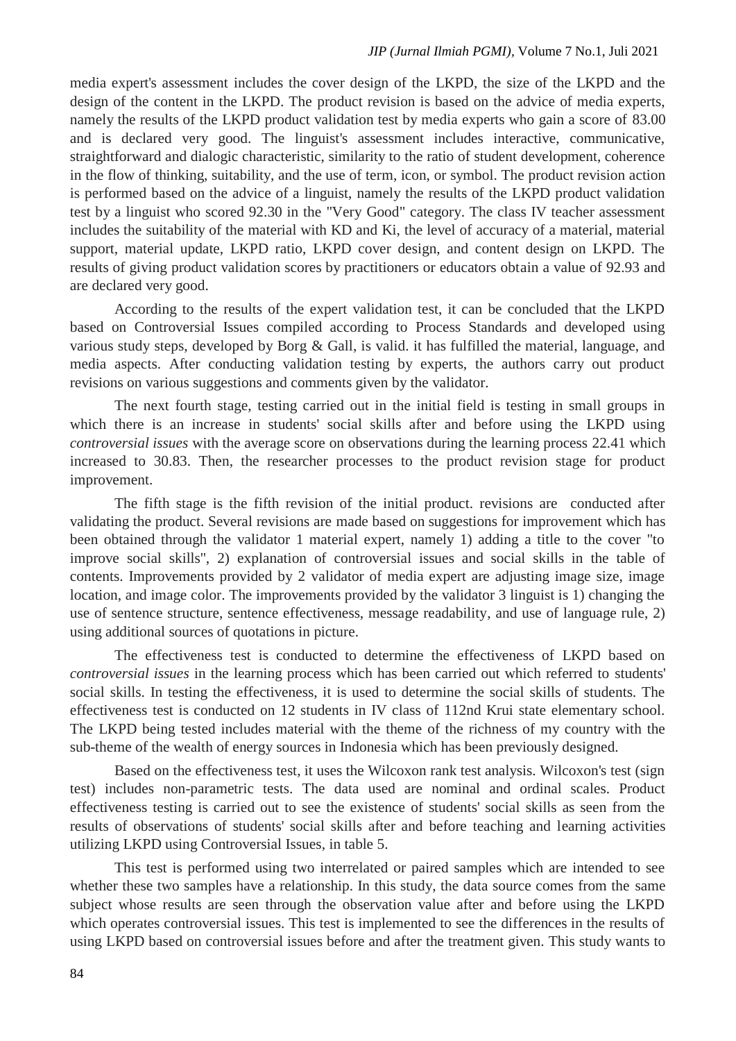media expert's assessment includes the cover design of the LKPD, the size of the LKPD and the design of the content in the LKPD. The product revision is based on the advice of media experts, namely the results of the LKPD product validation test by media experts who gain a score of 83.00 and is declared very good. The linguist's assessment includes interactive, communicative, straightforward and dialogic characteristic, similarity to the ratio of student development, coherence in the flow of thinking, suitability, and the use of term, icon, or symbol. The product revision action is performed based on the advice of a linguist, namely the results of the LKPD product validation test by a linguist who scored 92.30 in the "Very Good" category. The class IV teacher assessment includes the suitability of the material with KD and Ki, the level of accuracy of a material, material support, material update, LKPD ratio, LKPD cover design, and content design on LKPD. The results of giving product validation scores by practitioners or educators obtain a value of 92.93 and are declared very good.

According to the results of the expert validation test, it can be concluded that the LKPD based on Controversial Issues compiled according to Process Standards and developed using various study steps, developed by Borg & Gall, is valid. it has fulfilled the material, language, and media aspects. After conducting validation testing by experts, the authors carry out product revisions on various suggestions and comments given by the validator.

The next fourth stage, testing carried out in the initial field is testing in small groups in which there is an increase in students' social skills after and before using the LKPD using *controversial issues* with the average score on observations during the learning process 22.41 which increased to 30.83. Then, the researcher processes to the product revision stage for product improvement.

The fifth stage is the fifth revision of the initial product. revisions are conducted after validating the product. Several revisions are made based on suggestions for improvement which has been obtained through the validator 1 material expert, namely 1) adding a title to the cover "to improve social skills", 2) explanation of controversial issues and social skills in the table of contents. Improvements provided by 2 validator of media expert are adjusting image size, image location, and image color. The improvements provided by the validator 3 linguist is 1) changing the use of sentence structure, sentence effectiveness, message readability, and use of language rule, 2) using additional sources of quotations in picture.

The effectiveness test is conducted to determine the effectiveness of LKPD based on *controversial issues* in the learning process which has been carried out which referred to students' social skills. In testing the effectiveness, it is used to determine the social skills of students. The effectiveness test is conducted on 12 students in IV class of 112nd Krui state elementary school. The LKPD being tested includes material with the theme of the richness of my country with the sub-theme of the wealth of energy sources in Indonesia which has been previously designed.

Based on the effectiveness test, it uses the Wilcoxon rank test analysis. Wilcoxon's test (sign test) includes non-parametric tests. The data used are nominal and ordinal scales. Product effectiveness testing is carried out to see the existence of students' social skills as seen from the results of observations of students' social skills after and before teaching and learning activities utilizing LKPD using Controversial Issues, in table 5.

This test is performed using two interrelated or paired samples which are intended to see whether these two samples have a relationship. In this study, the data source comes from the same subject whose results are seen through the observation value after and before using the LKPD which operates controversial issues. This test is implemented to see the differences in the results of using LKPD based on controversial issues before and after the treatment given. This study wants to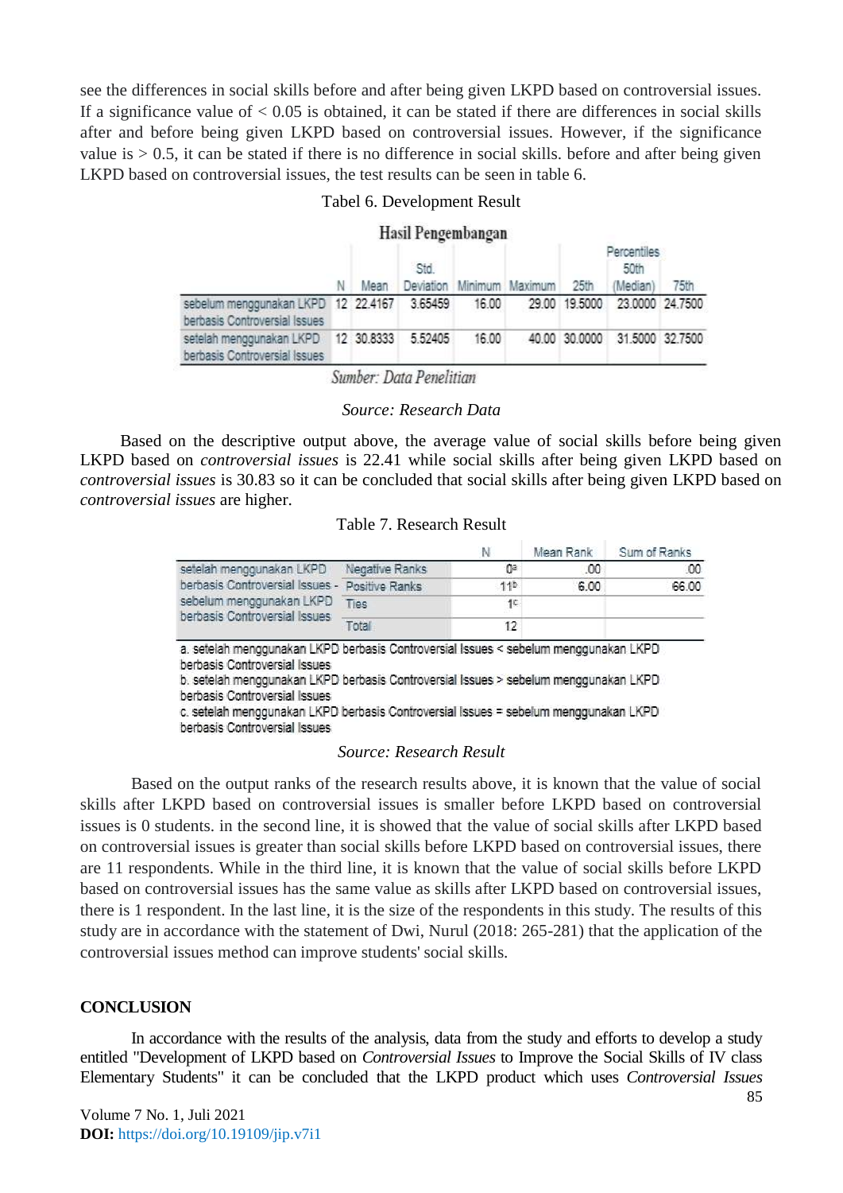see the differences in social skills before and after being given LKPD based on controversial issues. If a significance value of < 0.05 is obtained, it can be stated if there are differences in social skills after and before being given LKPD based on controversial issues. However, if the significance value is > 0.5, it can be stated if there is no difference in social skills. before and after being given LKPD based on controversial issues, the test results can be seen in table 6.

Tabel 6. Development Result

**Hasil Pengembangan**

| | N | Mean | Std. Deviation | Minimum | Maximum | Percentiles 25th | Percentiles 50th (Median) | Percentiles 75th |
|---|---|---|---|---|---|---|---|---|
| sebelum menggunakan LKPD berbasis Controversial Issues | 12 | 22.4167 | 3.65459 | 16.00 | 29.00 | 19.5000 | 23.0000 | 24.7500 |
| setelah menggunakan LKPD berbasis Controversial Issues | 12 | 30.8333 | 5.52405 | 16.00 | 40.00 | 30.0000 | 31.5000 | 32.7500 |

*Sumber: Data Penelitian*

*Source: Research Data*

Based on the descriptive output above, the average value of social skills before being given LKPD based on *controversial issues* is 22.41 while social skills after being given LKPD based on *controversial issues* is 30.83 so it can be concluded that social skills after being given LKPD based on *controversial issues* are higher.

Table 7. Research Result

| | | N | Mean Rank | Sum of Ranks |
|---|---|---|---|---|
| setelah menggunakan LKPD berbasis Controversial Issues - sebelum menggunakan LKPD berbasis Controversial Issues | Negative Ranks | 0[a] | .00 | .00 |
| | Positive Ranks | 11[b] | 6.00 | 66.00 |
| | Ties | 1[c] | | |
| | Total | 12 | | |

a. setelah menggunakan LKPD berbasis Controversial Issues < sebelum menggunakan LKPD berbasis Controversial Issues
b. setelah menggunakan LKPD berbasis Controversial Issues > sebelum menggunakan LKPD berbasis Controversial Issues
c. setelah menggunakan LKPD berbasis Controversial Issues = sebelum menggunakan LKPD berbasis Controversial Issues

*Source: Research Result*

Based on the output ranks of the research results above, it is known that the value of social skills after LKPD based on controversial issues is smaller before LKPD based on controversial issues is 0 students. in the second line, it is showed that the value of social skills after LKPD based on controversial issues is greater than social skills before LKPD based on controversial issues, there are 11 respondents. While in the third line, it is known that the value of social skills before LKPD based on controversial issues has the same value as skills after LKPD based on controversial issues, there is 1 respondent. In the last line, it is the size of the respondents in this study. The results of this study are in accordance with the statement of Dwi, Nurul (2018: 265-281) that the application of the controversial issues method can improve students' social skills.

## CONCLUSION

In accordance with the results of the analysis, data from the study and efforts to develop a study entitled "Development of LKPD based on *Controversial Issues* to Improve the Social Skills of IV class Elementary Students" it can be concluded that the LKPD product which uses *Controversial Issues*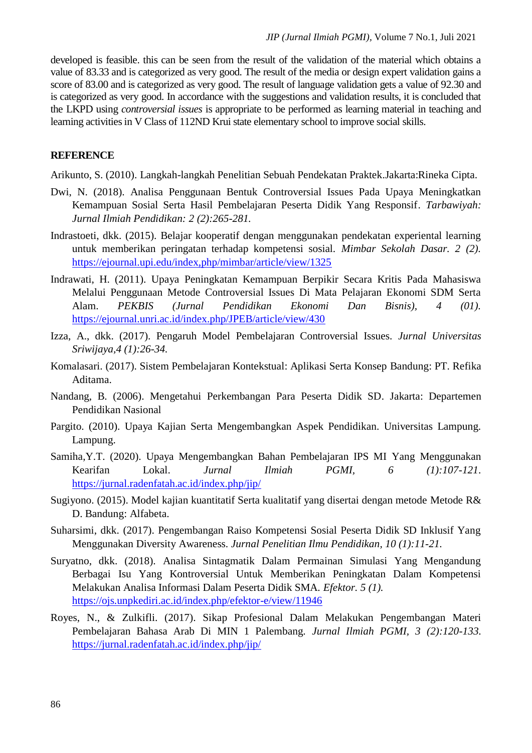developed is feasible. this can be seen from the result of the validation of the material which obtains a value of 83.33 and is categorized as very good. The result of the media or design expert validation gains a score of 83.00 and is categorized as very good. The result of language validation gets a value of 92.30 and is categorized as very good. In accordance with the suggestions and validation results, it is concluded that the LKPD using *controversial issues* is appropriate to be performed as learning material in teaching and learning activities in V Class of 112ND Krui state elementary school to improve social skills.

## REFERENCE

Arikunto, S. (2010). Langkah-langkah Penelitian Sebuah Pendekatan Praktek.Jakarta:Rineka Cipta.

Dwi, N. (2018). Analisa Penggunaan Bentuk Controversial Issues Pada Upaya Meningkatkan Kemampuan Sosial Serta Hasil Pembelajaran Peserta Didik Yang Responsif. *Tarbawiyah: Jurnal Ilmiah Pendidikan: 2 (2):265-281.*

Indrastoeti, dkk. (2015). Belajar kooperatif dengan menggunakan pendekatan experiental learning untuk memberikan peringatan terhadap kompetensi sosial. *Mimbar Sekolah Dasar. 2 (2).* https://ejournal.upi.edu/index,php/mimbar/article/view/1325

Indrawati, H. (2011). Upaya Peningkatan Kemampuan Berpikir Secara Kritis Pada Mahasiswa Melalui Penggunaan Metode Controversial Issues Di Mata Pelajaran Ekonomi SDM Serta Alam. *PEKBIS (Jurnal Pendidikan Ekonomi Dan Bisnis), 4 (01).* https://ejournal.unri.ac.id/index.php/JPEB/article/view/430

Izza, A., dkk. (2017). Pengaruh Model Pembelajaran Controversial Issues. *Jurnal Universitas Sriwijaya,4 (1):26-34.*

Komalasari. (2017). Sistem Pembelajaran Kontekstual: Aplikasi Serta Konsep Bandung: PT. Refika Aditama.

Nandang, B. (2006). Mengetahui Perkembangan Para Peserta Didik SD. Jakarta: Departemen Pendidikan Nasional

Pargito. (2010). Upaya Kajian Serta Mengembangkan Aspek Pendidikan. Universitas Lampung. Lampung.

Samiha,Y.T. (2020). Upaya Mengembangkan Bahan Pembelajaran IPS MI Yang Menggunakan Kearifan Lokal. *Jurnal Ilmiah PGMI, 6 (1):107-121.* https://jurnal.radenfatah.ac.id/index.php/jip/

Sugiyono. (2015). Model kajian kuantitatif Serta kualitatif yang disertai dengan metode Metode R& D. Bandung: Alfabeta.

Suharsimi, dkk. (2017). Pengembangan Raiso Kompetensi Sosial Peserta Didik SD Inklusif Yang Menggunakan Diversity Awareness. *Jurnal Penelitian Ilmu Pendidikan, 10 (1):11-21.*

Suryatno, dkk. (2018). Analisa Sintagmatik Dalam Permainan Simulasi Yang Mengandung Berbagai Isu Yang Kontroversial Untuk Memberikan Peningkatan Dalam Kompetensi Melakukan Analisa Informasi Dalam Peserta Didik SMA. *Efektor. 5 (1).* https://ojs.unpkediri.ac.id/index.php/efektor-e/view/11946

Royes, N., & Zulkifli. (2017). Sikap Profesional Dalam Melakukan Pengembangan Materi Pembelajaran Bahasa Arab Di MIN 1 Palembang. *Jurnal Ilmiah PGMI, 3 (2):120-133.* https://jurnal.radenfatah.ac.id/index.php/jip/